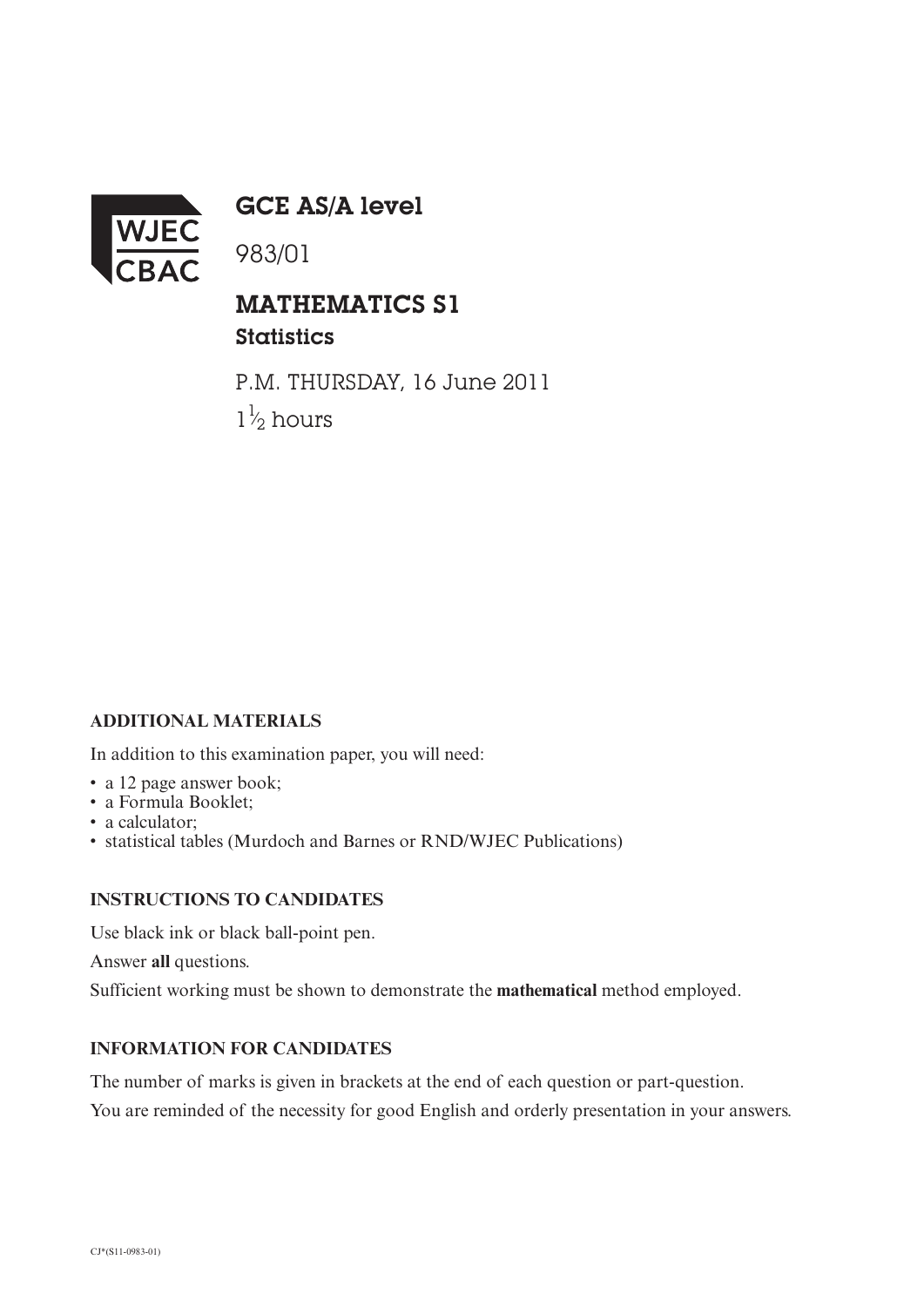WJEC CBAC

# GCE AS/A level

983/01

## MATHEMATICS S1
### Statistics

P.M. THURSDAY, 16 June 2011

$1\frac{1}{2}$ hours

**ADDITIONAL MATERIALS**

In addition to this examination paper, you will need:

- a 12 page answer book;
- a Formula Booklet;
- a calculator;
- statistical tables (Murdoch and Barnes or RND/WJEC Publications)

**INSTRUCTIONS TO CANDIDATES**

Use black ink or black ball-point pen.

Answer **all** questions.

Sufficient working must be shown to demonstrate the **mathematical** method employed.

**INFORMATION FOR CANDIDATES**

The number of marks is given in brackets at the end of each question or part-question.

You are reminded of the necessity for good English and orderly presentation in your answers.

CJ*(S11-0983-01)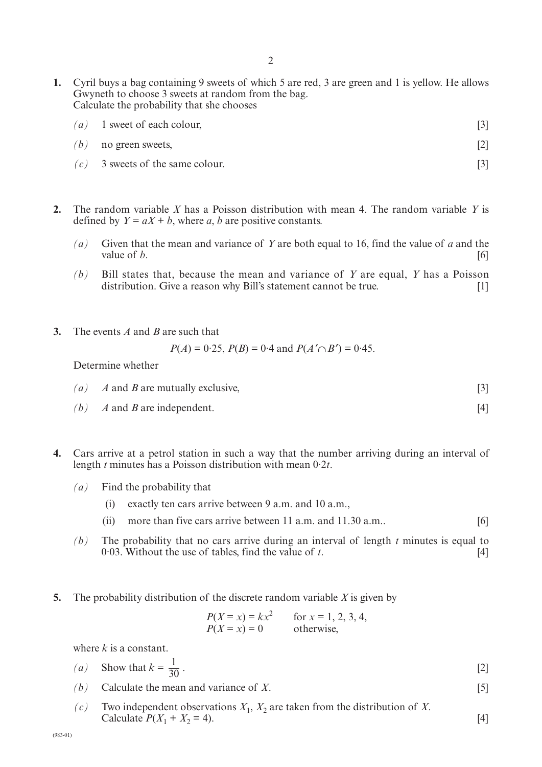1. Cyril buys a bag containing 9 sweets of which 5 are red, 3 are green and 1 is yellow. He allows Gwyneth to choose 3 sweets at random from the bag.
Calculate the probability that she chooses

   *(a)* 1 sweet of each colour, [3]

   *(b)* no green sweets, [2]

   *(c)* 3 sweets of the same colour. [3]

2. The random variable $X$ has a Poisson distribution with mean 4. The random variable $Y$ is defined by $Y = aX + b$, where $a$, $b$ are positive constants.

   *(a)* Given that the mean and variance of $Y$ are both equal to 16, find the value of $a$ and the value of $b$. [6]

   *(b)* Bill states that, because the mean and variance of $Y$ are equal, $Y$ has a Poisson distribution. Give a reason why Bill's statement cannot be true. [1]

3. The events $A$ and $B$ are such that

$$P(A) = 0{\cdot}25,\ P(B) = 0{\cdot}4 \text{ and } P(A' \cap B') = 0{\cdot}45.$$

   Determine whether

   *(a)* $A$ and $B$ are mutually exclusive, [3]

   *(b)* $A$ and $B$ are independent. [4]

4. Cars arrive at a petrol station in such a way that the number arriving during an interval of length $t$ minutes has a Poisson distribution with mean $0{\cdot}2t$.

   *(a)* Find the probability that

   (i) exactly ten cars arrive between 9 a.m. and 10 a.m.,

   (ii) more than five cars arrive between 11 a.m. and 11.30 a.m.. [6]

   *(b)* The probability that no cars arrive during an interval of length $t$ minutes is equal to 0·03. Without the use of tables, find the value of $t$. [4]

5. The probability distribution of the discrete random variable $X$ is given by

$$P(X = x) = kx^2 \quad \text{for } x = 1, 2, 3, 4,$$
$$P(X = x) = 0 \quad \text{otherwise,}$$

   where $k$ is a constant.

   *(a)* Show that $k = \dfrac{1}{30}$. [2]

   *(b)* Calculate the mean and variance of $X$. [5]

   *(c)* Two independent observations $X_1$, $X_2$ are taken from the distribution of $X$. Calculate $P(X_1 + X_2 = 4)$. [4]

(983-01)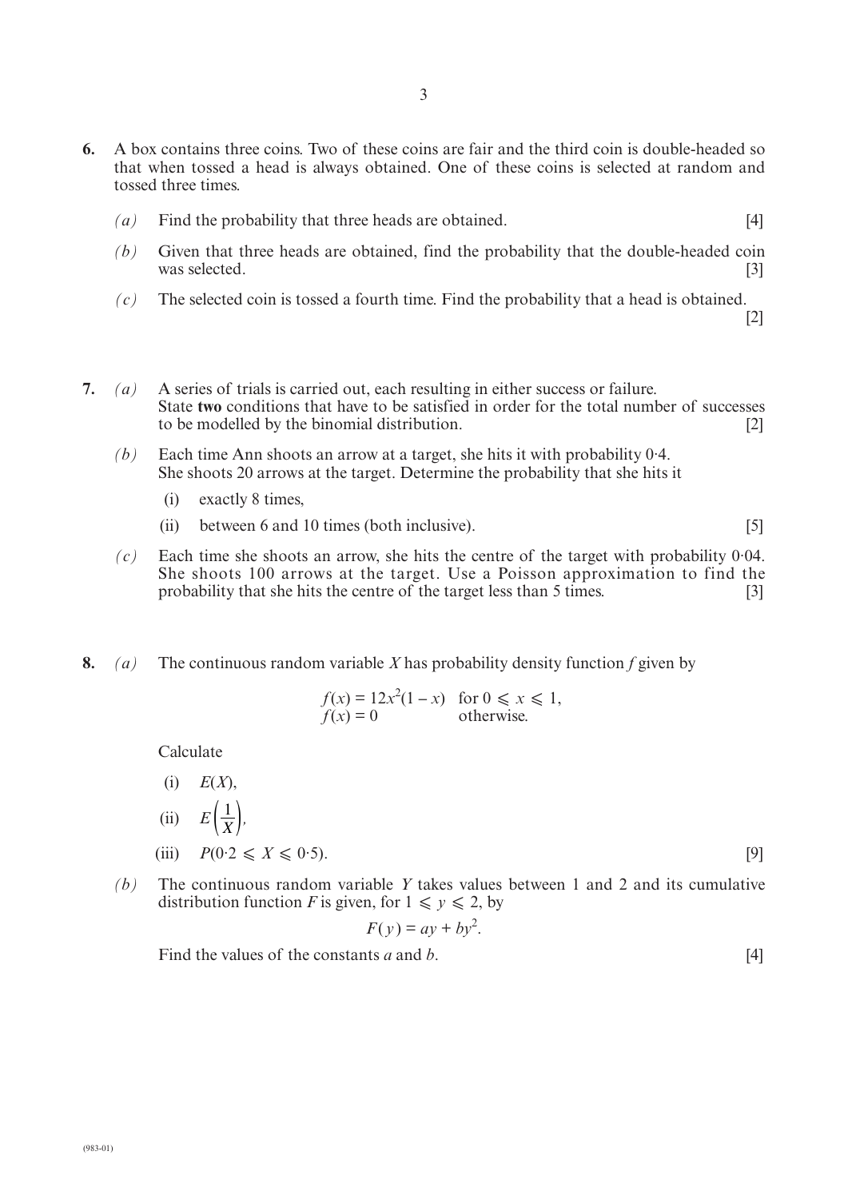**6.** A box contains three coins. Two of these coins are fair and the third coin is double-headed so that when tossed a head is always obtained. One of these coins is selected at random and tossed three times.

*(a)* Find the probability that three heads are obtained. [4]

*(b)* Given that three heads are obtained, find the probability that the double-headed coin was selected. [3]

*(c)* The selected coin is tossed a fourth time. Find the probability that a head is obtained. [2]

**7.** *(a)* A series of trials is carried out, each resulting in either success or failure. State **two** conditions that have to be satisfied in order for the total number of successes to be modelled by the binomial distribution. [2]

*(b)* Each time Ann shoots an arrow at a target, she hits it with probability 0·4. She shoots 20 arrows at the target. Determine the probability that she hits it

(i) exactly 8 times,

(ii) between 6 and 10 times (both inclusive). [5]

*(c)* Each time she shoots an arrow, she hits the centre of the target with probability 0·04. She shoots 100 arrows at the target. Use a Poisson approximation to find the probability that she hits the centre of the target less than 5 times. [3]

**8.** *(a)* The continuous random variable $X$ has probability density function $f$ given by

$$f(x) = 12x^2(1-x) \quad \text{for } 0 \leqslant x \leqslant 1,$$
$$f(x) = 0 \quad \text{otherwise.}$$

Calculate

(i) $E(X)$,

(ii) $E\left(\dfrac{1}{X}\right)$,

(iii) $P(0{\cdot}2 \leqslant X \leqslant 0{\cdot}5)$. [9]

*(b)* The continuous random variable $Y$ takes values between 1 and 2 and its cumulative distribution function $F$ is given, for $1 \leqslant y \leqslant 2$, by

$$F(y) = ay + by^2.$$

Find the values of the constants $a$ and $b$. [4]